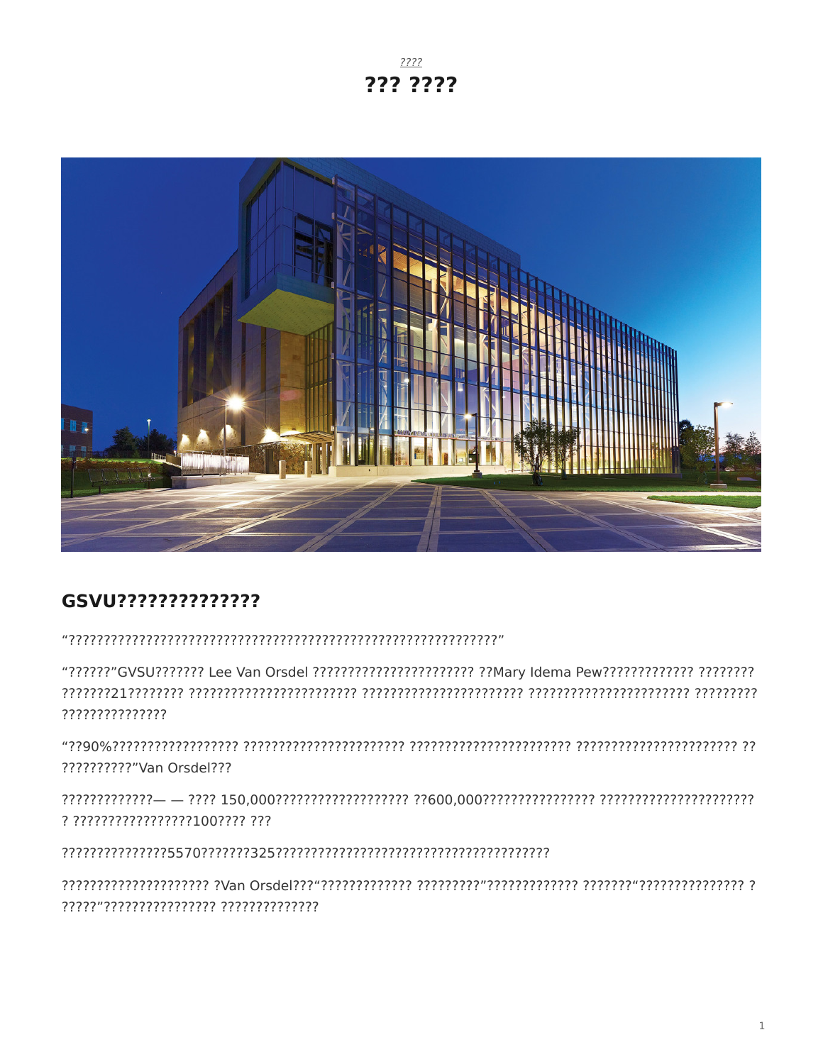????

# ??? ????

## GSVU??????????????

“???????????????????????????????????????????????????????????????”

“??????”GVSU??????? Lee Van Orsdel ??????????????????????? ??Mary Idema Pew????????????? ???????? ???????21???????? ??????????????????????? ?????????????????????? ??????????????????????? ????????? ???????????????

“??90%?????????????????? ?????????????????????? ?????????????????????? ??????????????????????? ?? ??????????”Van Orsdel???

?????????????— — ???? 150,000??????????????????? ??600,000???????????????? ?????????????????????? ? ?????????????????100???? ???

???????????????5570???????325??????????????????????????????????????

????????????????????? ?Van Orsdel???“????????????? ?????????”????????????? ???????“??????????????? ? ?????”???????????????? ??????????????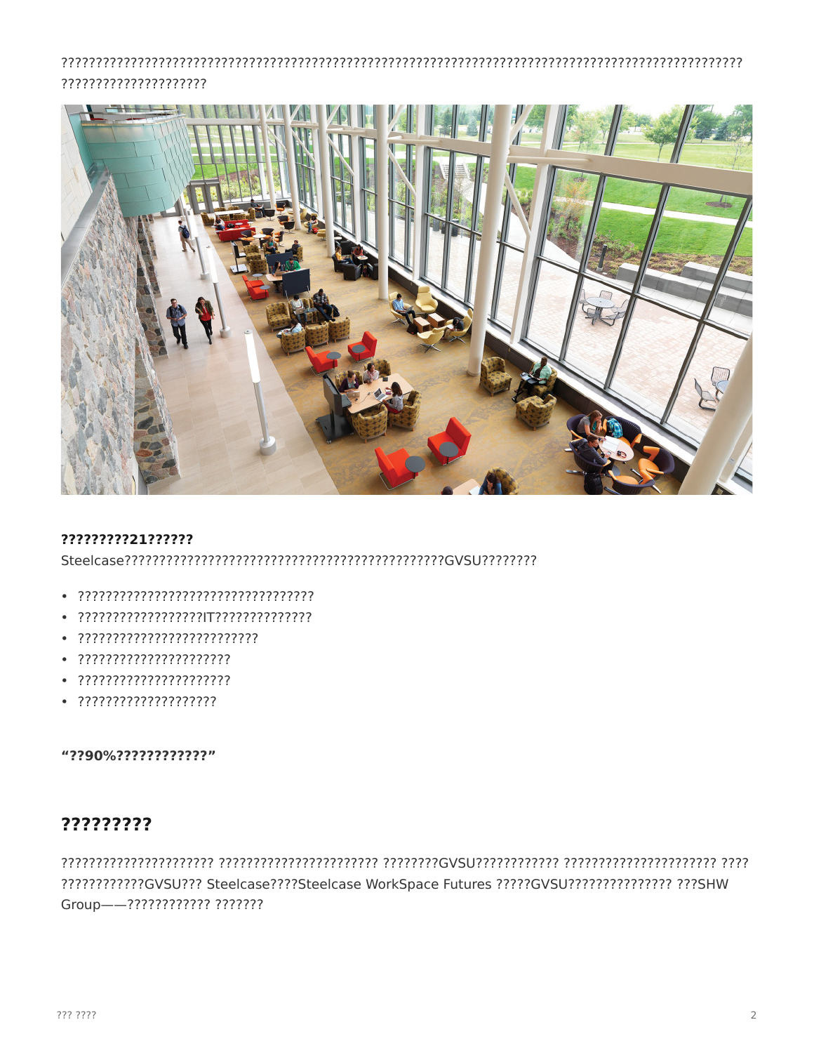????????????????????????????????????????????????????????????????????????????????????????????????????????????????????????

**?????????21??????**

Steelcase?????????????????????????????????????????????GVSU????????

- ?????????????????????????????????
- ?????????????????IT??????????????
- ?????????????????????????
- ?????????????????????
- ?????????????????????
- ???????????????????

**"??90%????????????"**

## ?????????

?????????????????????? ?????????????????????? ????????GVSU???????????? ????????????????????? ???? ????????????GVSU??? Steelcase????Steelcase WorkSpace Futures ?????GVSU??????????????? ???SHW Group——???????????? ???????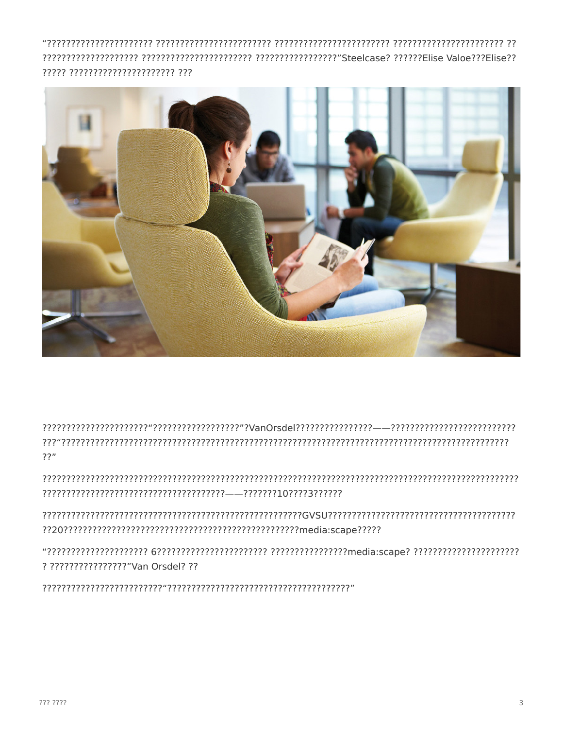"?????????????????????? ??????????????????????? ??????????????????????? ?????????????????????? ?? ???????????????????? ?????????????????????? ?????????????????"Steelcase? ??????Elise Valoe???Elise?? ????? ????????????????????? ???

??????????????????????"??????????????????"?VanOrsdel????????????????——?????????????????????????? ???"????????????????????????????????????????????????????????????????????????????????????????? ??"

????????????????????????????????????????????????????????????????????????????????????????????? ??????????????????????????????????????——???????10????3??????

????????????????????????????????????????????????????GVSU?????????????????????????????????????? ??20?????????????????????????????????????????????????media:scape?????

"????????????????????? 6??????????????????????? ????????????????media:scape? ?????????????????????? ? ????????????????"Van Orsdel? ??

?????????????????????????"??????????????????????????????????????"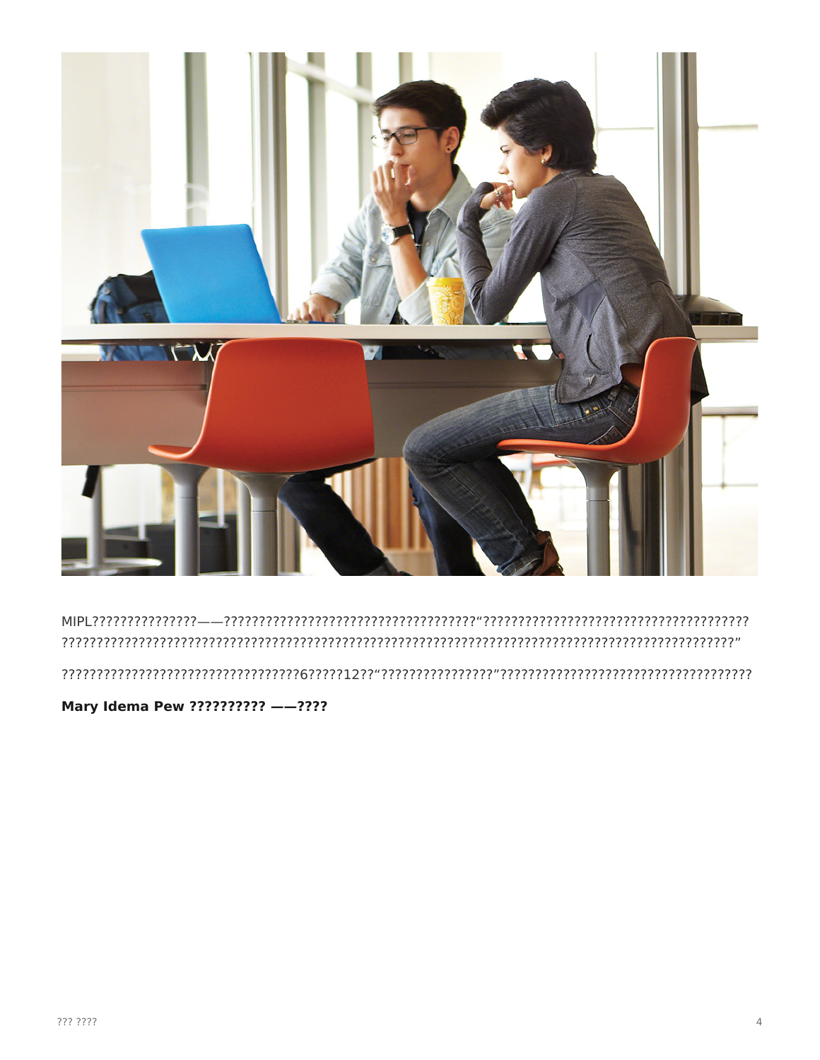MIPL???????????????——????????????????????????????????????“????????????????????????????????????? ?????????????????????????????????????????????????????????????????????????????????????????”

??????????????????????????????????6?????12??“????????????????”?????????????????????????????????????

**Mary Idema Pew ?????????? ——????**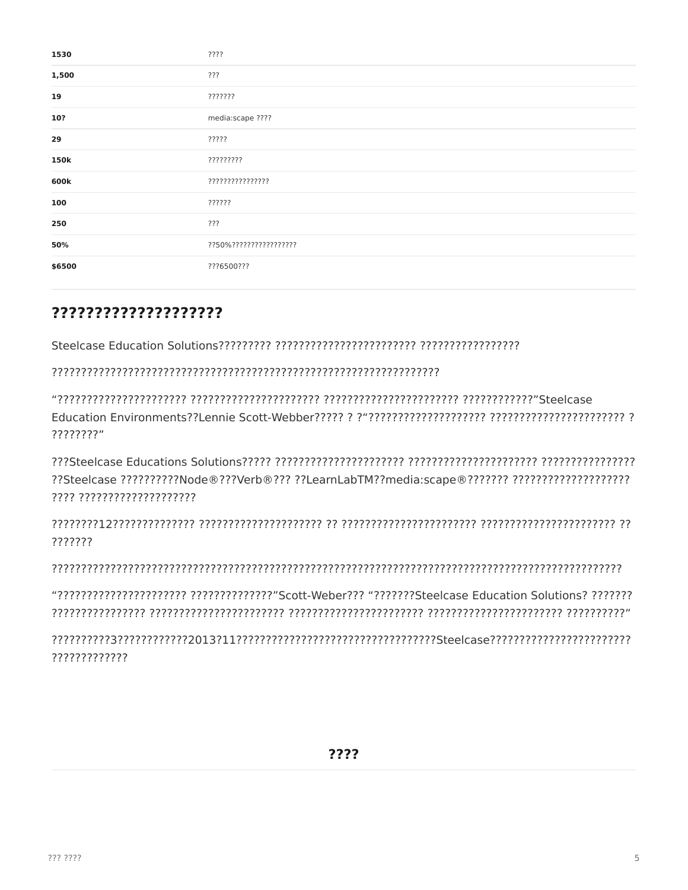| | |
|---|---|
| **1530** | ???? |
| **1,500** | ??? |
| **19** | ??????? |
| **10?** | media:scape ???? |
| **29** | ????? |
| **150k** | ????????? |
| **600k** | ??????????????? |
| **100** | ?????? |
| **250** | ??? |
| **50%** | ??50%????????????????? |
| **$6500** | ???6500??? |

## ????????????????????

Steelcase Education Solutions????????? ???????????????????????? ?????????????????

????????????????????????????????????????????????????????????????

“????????????????????? ????????????????????? ?????????????????????? ????????????”Steelcase Education Environments??Lennie Scott-Webber????? ? ?“???????????????????? ?????????????????????? ? ????????”

???Steelcase Educations Solutions????? ????????????????????? ????????????????????? ???????????????? ??Steelcase ??????????Node®???Verb®??? ??LearnLabTM??media:scape®??????? ???????????????????? ???? ????????????????????

????????12?????????????? ????????????????????? ?? ?????????????????????? ?????????????????????? ?? ???????

??????????????????????????????????????????????????????????????????????????????????????????????

“????????????????????? ??????????????”Scott-Weber??? “???????Steelcase Education Solutions? ??????? ???????????????? ?????????????????????? ?????????????????????? ?????????????????????? ??????????”

??????????3????????????2013?11??????????????????????????????????Steelcase???????????????????????? ?????????????

**????**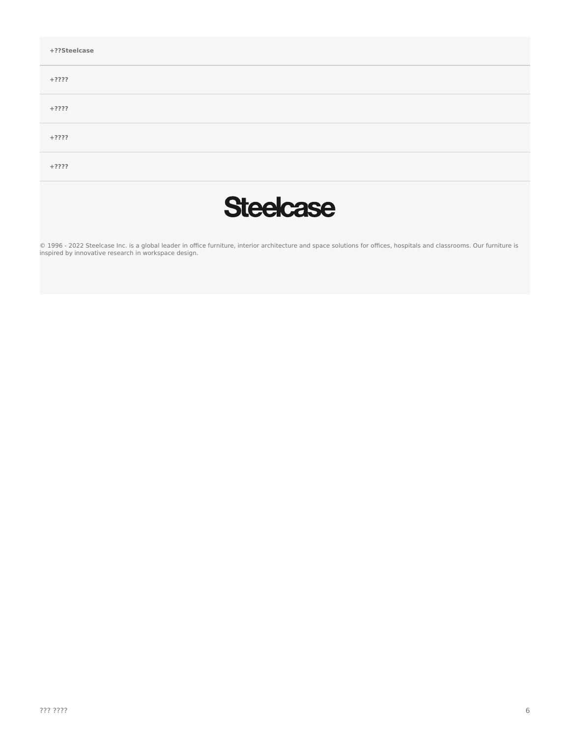**+??Steelcase**

**+????**

**+????**

**+????**

**+????**

Steelcase

© 1996 - 2022 Steelcase Inc. is a global leader in office furniture, interior architecture and space solutions for offices, hospitals and classrooms. Our furniture is inspired by innovative research in workspace design.